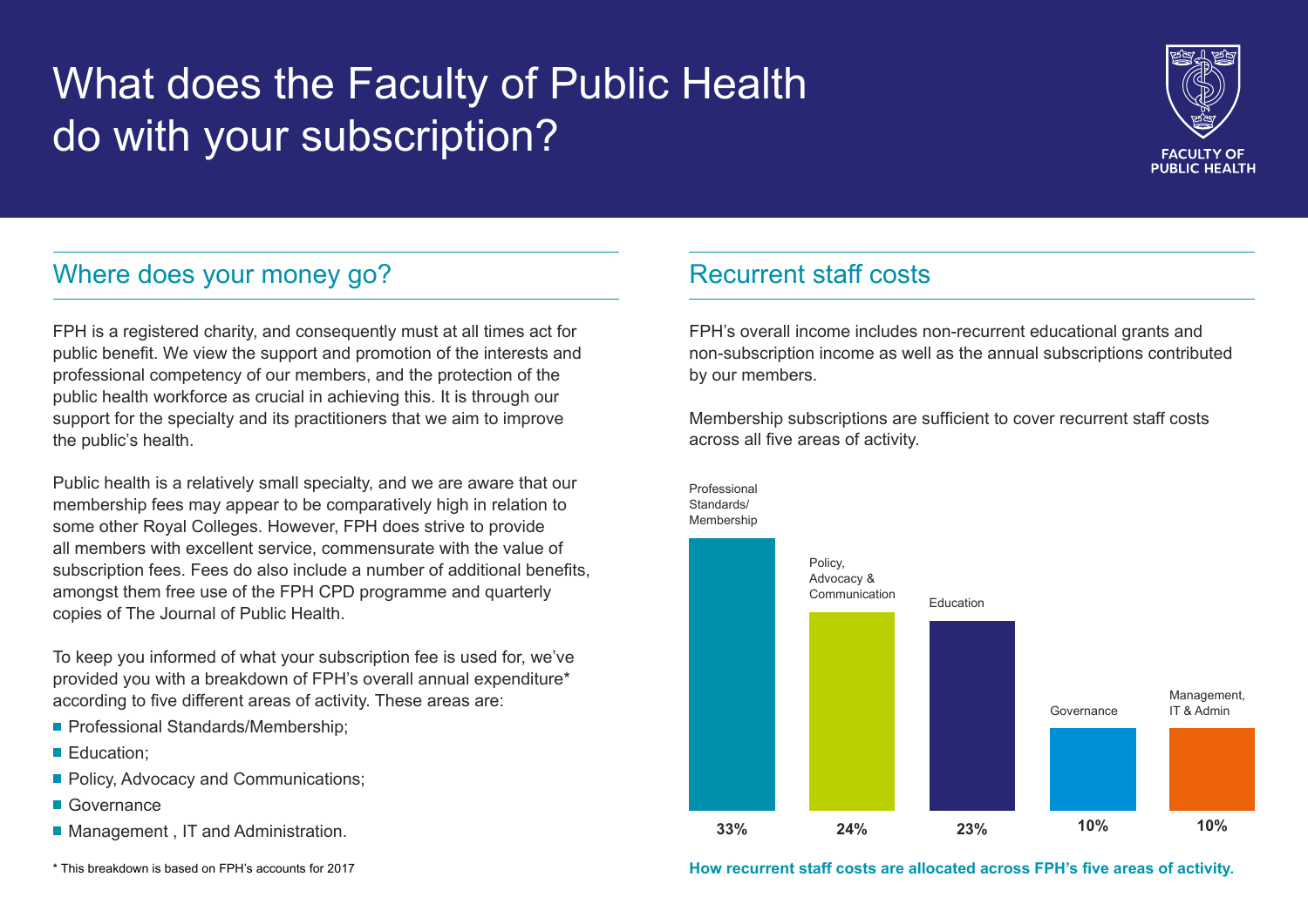# What does the Faculty of Public Health do with your subscription?

FACULTY OF PUBLIC HEALTH

## Where does your money go?

FPH is a registered charity, and consequently must at all times act for public benefit. We view the support and promotion of the interests and professional competency of our members, and the protection of the public health workforce as crucial in achieving this. It is through our support for the specialty and its practitioners that we aim to improve the public's health.

Public health is a relatively small specialty, and we are aware that our membership fees may appear to be comparatively high in relation to some other Royal Colleges. However, FPH does strive to provide all members with excellent service, commensurate with the value of subscription fees. Fees do also include a number of additional benefits, amongst them free use of the FPH CPD programme and quarterly copies of The Journal of Public Health.

To keep you informed of what your subscription fee is used for, we've provided you with a breakdown of FPH's overall annual expenditure* according to five different areas of activity. These areas are:

- Professional Standards/Membership;
- Education;
- Policy, Advocacy and Communications;
- Governance
- Management , IT and Administration.

\* This breakdown is based on FPH's accounts for 2017

## Recurrent staff costs

FPH's overall income includes non-recurrent educational grants and non-subscription income as well as the annual subscriptions contributed by our members.

Membership subscriptions are sufficient to cover recurrent staff costs across all five areas of activity.

| Area of activity | Share |
|---|---|
| Professional Standards/ Membership | 33% |
| Policy, Advocacy & Communication | 24% |
| Education | 23% |
| Governance | 10% |
| Management, IT & Admin | 10% |

**How recurrent staff costs are allocated across FPH's five areas of activity.**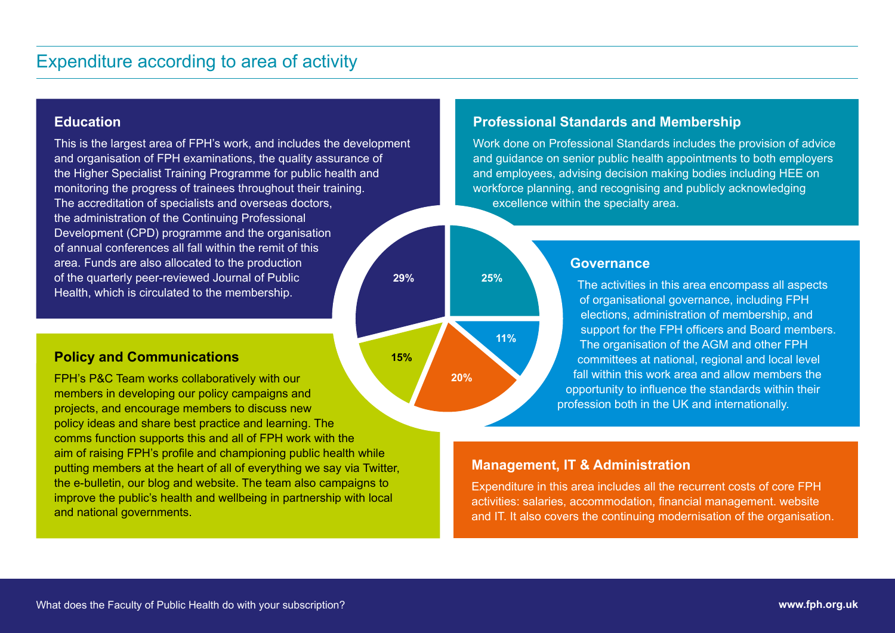## Expenditure according to area of activity

### Education

This is the largest area of FPH's work, and includes the development and organisation of FPH examinations, the quality assurance of the Higher Specialist Training Programme for public health and monitoring the progress of trainees throughout their training. The accreditation of specialists and overseas doctors, the administration of the Continuing Professional Development (CPD) programme and the organisation of annual conferences all fall within the remit of this area. Funds are also allocated to the production of the quarterly peer-reviewed Journal of Public Health, which is circulated to the membership.

### Professional Standards and Membership

Work done on Professional Standards includes the provision of advice and guidance on senior public health appointments to both employers and employees, advising decision making bodies including HEE on workforce planning, and recognising and publicly acknowledging excellence within the specialty area.

29%

25%

11%

20%

15%

### Governance

The activities in this area encompass all aspects of organisational governance, including FPH elections, administration of membership, and support for the FPH officers and Board members. The organisation of the AGM and other FPH committees at national, regional and local level fall within this work area and allow members the opportunity to influence the standards within their profession both in the UK and internationally.

### Policy and Communications

FPH's P&C Team works collaboratively with our members in developing our policy campaigns and projects, and encourage members to discuss new policy ideas and share best practice and learning. The comms function supports this and all of FPH work with the aim of raising FPH's profile and championing public health while putting members at the heart of all of everything we say via Twitter, the e-bulletin, our blog and website. The team also campaigns to improve the public's health and wellbeing in partnership with local and national governments.

### Management, IT & Administration

Expenditure in this area includes all the recurrent costs of core FPH activities: salaries, accommodation, financial management. website and IT. It also covers the continuing modernisation of the organisation.